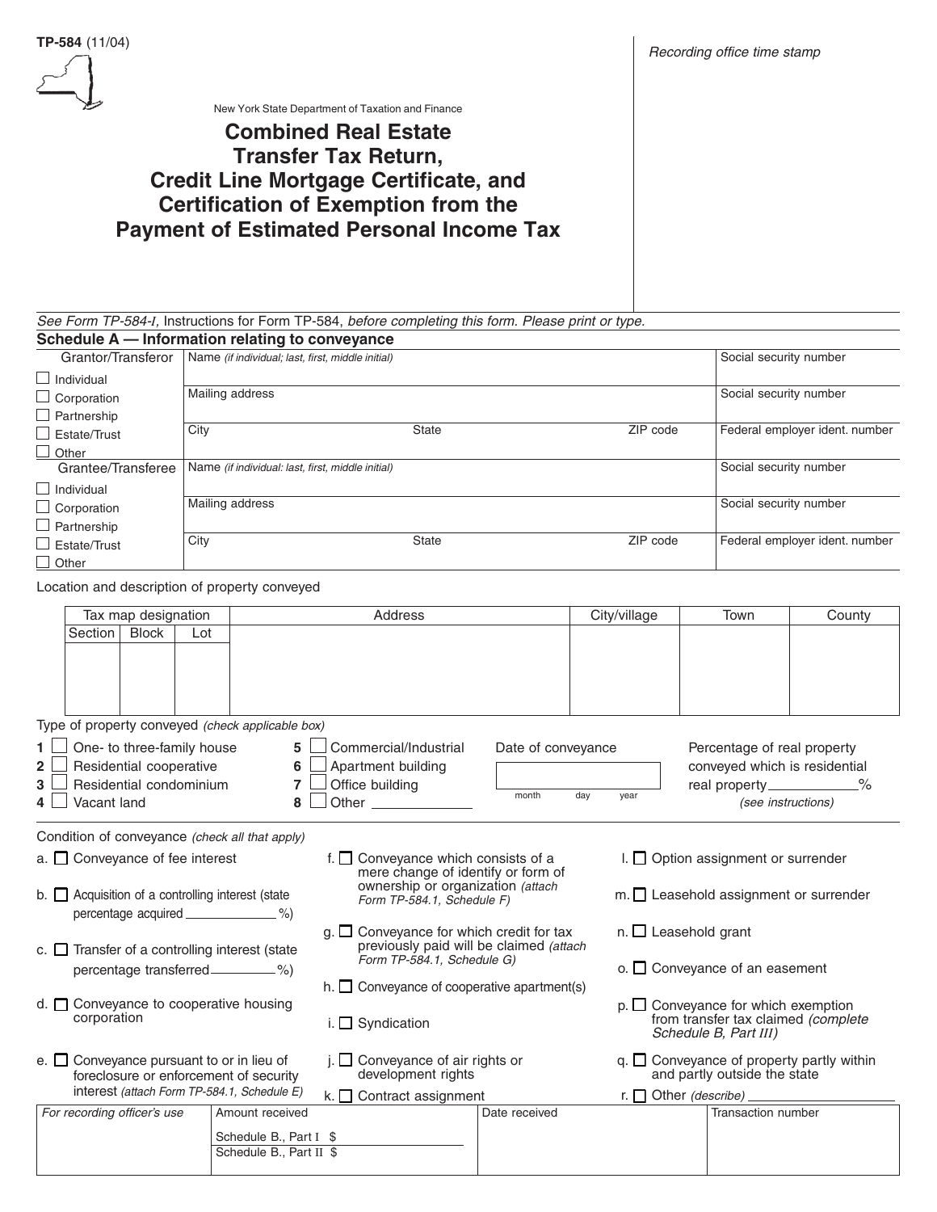TP-584 (11/04)

New York State Department of Taxation and Finance

# Combined Real Estate Transfer Tax Return, Credit Line Mortgage Certificate, and Certification of Exemption from the Payment of Estimated Personal Income Tax

*Recording office time stamp*

*See Form TP-584-I,* Instructions for Form TP-584, *before completing this form. Please print or type.*

## Schedule A — Information relating to conveyance

| Grantor/Transferor | Name *(if individual; last, first, middle initial)* | | | Social security number |
|---|---|---|---|---|
| ☐ Individual<br>☐ Corporation | Mailing address | | | Social security number |
| ☐ Partnership<br>☐ Estate/Trust<br>☐ Other | City | State | ZIP code | Federal employer ident. number |

| Grantee/Transferee | Name *(if individual: last, first, middle initial)* | | | Social security number |
|---|---|---|---|---|
| ☐ Individual<br>☐ Corporation | Mailing address | | | Social security number |
| ☐ Partnership<br>☐ Estate/Trust<br>☐ Other | City | State | ZIP code | Federal employer ident. number |

Location and description of property conveyed

| Tax map designation | | | Address | City/village | Town | County |
|---|---|---|---|---|---|---|
| Section | Block | Lot | | | | |
| | | | | | | |

Type of property conveyed *(check applicable box)*

1 ☐ One- to three-family house
2 ☐ Residential cooperative
3 ☐ Residential condominium
4 ☐ Vacant land
5 ☐ Commercial/Industrial
6 ☐ Apartment building
7 ☐ Office building
8 ☐ Other ____________

Date of conveyance ______ (month day year)

Percentage of real property conveyed which is residential real property ________% *(see instructions)*

Condition of conveyance *(check all that apply)*

a. ☐ Conveyance of fee interest

b. ☐ Acquisition of a controlling interest (state percentage acquired ________%)

c. ☐ Transfer of a controlling interest (state percentage transferred ________%)

d. ☐ Conveyance to cooperative housing corporation

e. ☐ Conveyance pursuant to or in lieu of foreclosure or enforcement of security interest *(attach Form TP-584.1, Schedule E)*

f. ☐ Conveyance which consists of a mere change of identify or form of ownership or organization *(attach Form TP-584.1, Schedule F)*

g. ☐ Conveyance for which credit for tax previously paid will be claimed *(attach Form TP-584.1, Schedule G)*

h. ☐ Conveyance of cooperative apartment(s)

i. ☐ Syndication

j. ☐ Conveyance of air rights or development rights

k. ☐ Contract assignment

l. ☐ Option assignment or surrender

m. ☐ Leasehold assignment or surrender

n. ☐ Leasehold grant

o. ☐ Conveyance of an easement

p. ☐ Conveyance for which exemption from transfer tax claimed *(complete Schedule B, Part III)*

q. ☐ Conveyance of property partly within and partly outside the state

r. ☐ Other *(describe)* ____________

| *For recording officer's use* | Amount received | Date received | Transaction number |
|---|---|---|---|
| | Schedule B., Part I $<br>Schedule B., Part II $ | | |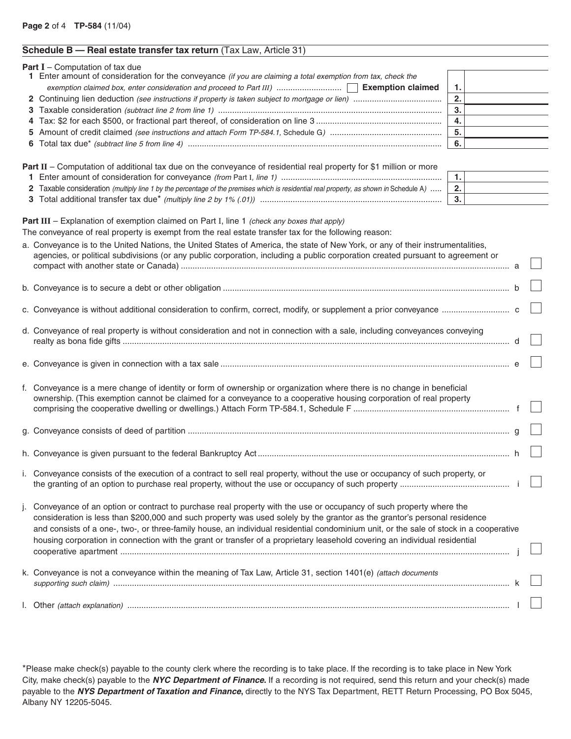## Schedule B — Real estate transfer tax return (Tax Law, Article 31)

**Part I** – Computation of tax due

| | | |
|---|---|---|
| **1** Enter amount of consideration for the conveyance *(if you are claiming a total exemption from tax, check the exemption claimed box, enter consideration and proceed to Part III)* ☐ **Exemption claimed** | **1.** | |
| **2** Continuing lien deduction *(see instructions if property is taken subject to mortgage or lien)* | **2.** | |
| **3** Taxable consideration *(subtract line 2 from line 1)* | **3.** | |
| **4** Tax: $2 for each $500, or fractional part thereof, of consideration on line 3 | **4.** | |
| **5** Amount of credit claimed *(see instructions and attach Form TP-584.1, Schedule G)* | **5.** | |
| **6** Total tax due* *(subtract line 5 from line 4)* | **6.** | |

**Part II** – Computation of additional tax due on the conveyance of residential real property for $1 million or more

| | | |
|---|---|---|
| **1** Enter amount of consideration for conveyance *(from Part I, line 1)* | **1.** | |
| **2** Taxable consideration *(multiply line 1 by the percentage of the premises which is residential real property, as shown in Schedule A)* | **2.** | |
| **3** Total additional transfer tax due* *(multiply line 2 by 1% (.01))* | **3.** | |

**Part III** – Explanation of exemption claimed on Part I, line 1 *(check any boxes that apply)*

The conveyance of real property is exempt from the real estate transfer tax for the following reason:

a. Conveyance is to the United Nations, the United States of America, the state of New York, or any of their instrumentalities, agencies, or political subdivisions (or any public corporation, including a public corporation created pursuant to agreement or compact with another state or Canada) ..... a ☐

b. Conveyance is to secure a debt or other obligation ..... b ☐

c. Conveyance is without additional consideration to confirm, correct, modify, or supplement a prior conveyance ..... c ☐

d. Conveyance of real property is without consideration and not in connection with a sale, including conveyances conveying realty as bona fide gifts ..... d ☐

e. Conveyance is given in connection with a tax sale ..... e ☐

f. Conveyance is a mere change of identity or form of ownership or organization where there is no change in beneficial ownership. (This exemption cannot be claimed for a conveyance to a cooperative housing corporation of real property comprising the cooperative dwelling or dwellings.) Attach Form TP-584.1, Schedule F ..... f ☐

g. Conveyance consists of deed of partition ..... g ☐

h. Conveyance is given pursuant to the federal Bankruptcy Act ..... h ☐

i. Conveyance consists of the execution of a contract to sell real property, without the use or occupancy of such property, or the granting of an option to purchase real property, without the use or occupancy of such property ..... i ☐

j. Conveyance of an option or contract to purchase real property with the use or occupancy of such property where the consideration is less than $200,000 and such property was used solely by the grantor as the grantor's personal residence and consists of a one-, two-, or three-family house, an individual residential condominium unit, or the sale of stock in a cooperative housing corporation in connection with the grant or transfer of a proprietary leasehold covering an individual residential cooperative apartment ..... j ☐

k. Conveyance is not a conveyance within the meaning of Tax Law, Article 31, section 1401(e) *(attach documents supporting such claim)* ..... k ☐

l. Other *(attach explanation)* ..... l ☐

*Please make check(s) payable to the county clerk where the recording is to take place. If the recording is to take place in New York City, make check(s) payable to the ***NYC Department of Finance***. If a recording is not required, send this return and your check(s) made payable to the ***NYS Department of Taxation and Finance***, directly to the NYS Tax Department, RETT Return Processing, PO Box 5045, Albany NY 12205-5045.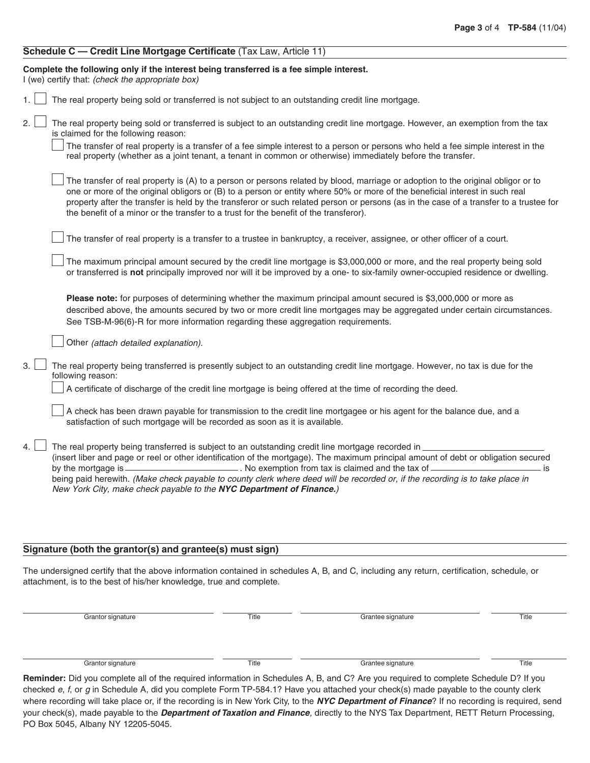## Schedule C — Credit Line Mortgage Certificate (Tax Law, Article 11)

**Complete the following only if the interest being transferred is a fee simple interest.**
I (we) certify that: *(check the appropriate box)*

1. ☐ The real property being sold or transferred is not subject to an outstanding credit line mortgage.

2. ☐ The real property being sold or transferred is subject to an outstanding credit line mortgage. However, an exemption from the tax is claimed for the following reason:

   ☐ The transfer of real property is a transfer of a fee simple interest to a person or persons who held a fee simple interest in the real property (whether as a joint tenant, a tenant in common or otherwise) immediately before the transfer.

   ☐ The transfer of real property is (A) to a person or persons related by blood, marriage or adoption to the original obligor or to one or more of the original obligors or (B) to a person or entity where 50% or more of the beneficial interest in such real property after the transfer is held by the transferor or such related person or persons (as in the case of a transfer to a trustee for the benefit of a minor or the transfer to a trust for the benefit of the transferor).

   ☐ The transfer of real property is a transfer to a trustee in bankruptcy, a receiver, assignee, or other officer of a court.

   ☐ The maximum principal amount secured by the credit line mortgage is $3,000,000 or more, and the real property being sold or transferred is **not** principally improved nor will it be improved by a one- to six-family owner-occupied residence or dwelling.

   **Please note:** for purposes of determining whether the maximum principal amount secured is $3,000,000 or more as described above, the amounts secured by two or more credit line mortgages may be aggregated under certain circumstances. See TSB-M-96(6)-R for more information regarding these aggregation requirements.

   ☐ Other *(attach detailed explanation)*.

3. ☐ The real property being transferred is presently subject to an outstanding credit line mortgage. However, no tax is due for the following reason:

   ☐ A certificate of discharge of the credit line mortgage is being offered at the time of recording the deed.

   ☐ A check has been drawn payable for transmission to the credit line mortgagee or his agent for the balance due, and a satisfaction of such mortgage will be recorded as soon as it is available.

4. ☐ The real property being transferred is subject to an outstanding credit line mortgage recorded in ________________ (insert liber and page or reel or other identification of the mortgage). The maximum principal amount of debt or obligation secured by the mortgage is ________________. No exemption from tax is claimed and the tax of ________________ is being paid herewith. *(Make check payable to county clerk where deed will be recorded or, if the recording is to take place in New York City, make check payable to the* ***NYC Department of Finance.****)*

## Signature (both the grantor(s) and grantee(s) must sign)

The undersigned certify that the above information contained in schedules A, B, and C, including any return, certification, schedule, or attachment, is to the best of his/her knowledge, true and complete.

| Grantor signature | Title | Grantee signature | Title |
|---|---|---|---|
| | | | |
| Grantor signature | Title | Grantee signature | Title |
| | | | |

**Reminder:** Did you complete all of the required information in Schedules A, B, and C? Are you required to complete Schedule D? If you checked *e*, *f*, or *g* in Schedule A, did you complete Form TP-584.1? Have you attached your check(s) made payable to the county clerk where recording will take place or, if the recording is in New York City, to the ***NYC Department of Finance***? If no recording is required, send your check(s), made payable to the ***Department of Taxation and Finance,*** directly to the NYS Tax Department, RETT Return Processing, PO Box 5045, Albany NY 12205-5045.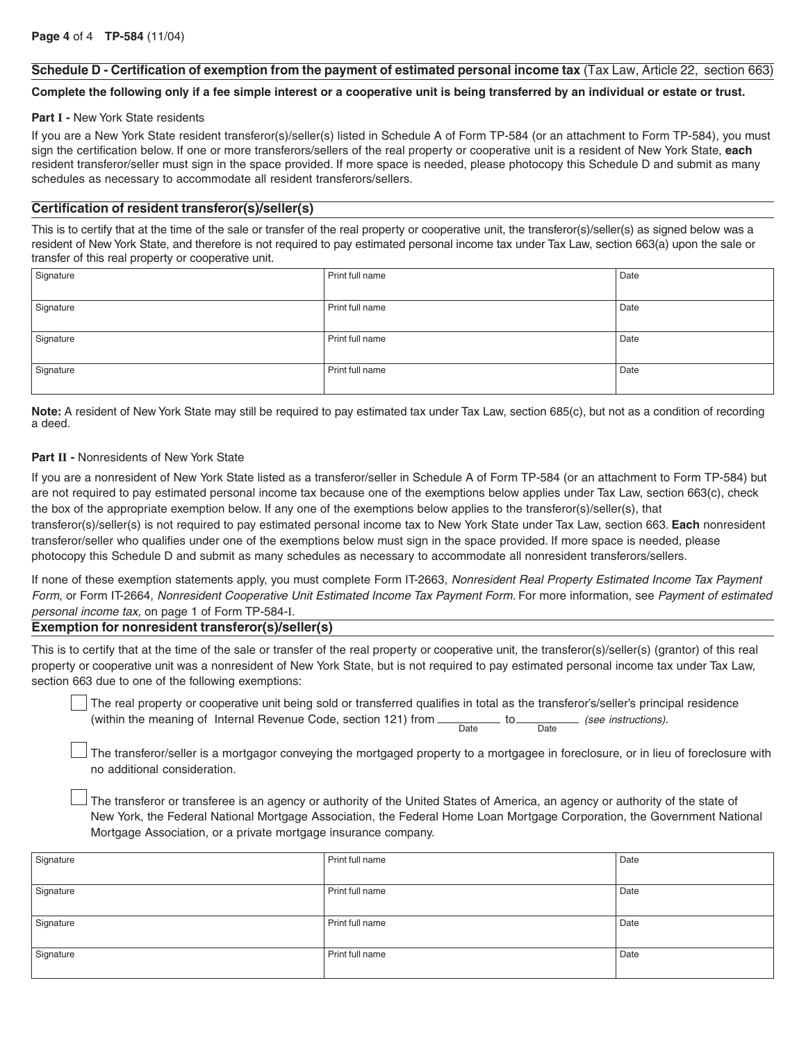## Schedule D - Certification of exemption from the payment of estimated personal income tax (Tax Law, Article 22, section 663)

**Complete the following only if a fee simple interest or a cooperative unit is being transferred by an individual or estate or trust.**

**Part I -** New York State residents

If you are a New York State resident transferor(s)/seller(s) listed in Schedule A of Form TP-584 (or an attachment to Form TP-584), you must sign the certification below. If one or more transferors/sellers of the real property or cooperative unit is a resident of New York State, **each** resident transferor/seller must sign in the space provided. If more space is needed, please photocopy this Schedule D and submit as many schedules as necessary to accommodate all resident transferors/sellers.

### Certification of resident transferor(s)/seller(s)

This is to certify that at the time of the sale or transfer of the real property or cooperative unit, the transferor(s)/seller(s) as signed below was a resident of New York State, and therefore is not required to pay estimated personal income tax under Tax Law, section 663(a) upon the sale or transfer of this real property or cooperative unit.

| Signature | Print full name | Date |
|---|---|---|
| Signature | Print full name | Date |
| Signature | Print full name | Date |
| Signature | Print full name | Date |

**Note:** A resident of New York State may still be required to pay estimated tax under Tax Law, section 685(c), but not as a condition of recording a deed.

**Part II -** Nonresidents of New York State

If you are a nonresident of New York State listed as a transferor/seller in Schedule A of Form TP-584 (or an attachment to Form TP-584) but are not required to pay estimated personal income tax because one of the exemptions below applies under Tax Law, section 663(c), check the box of the appropriate exemption below. If any one of the exemptions below applies to the transferor(s)/seller(s), that transferor(s)/seller(s) is not required to pay estimated personal income tax to New York State under Tax Law, section 663. **Each** nonresident transferor/seller who qualifies under one of the exemptions below must sign in the space provided. If more space is needed, please photocopy this Schedule D and submit as many schedules as necessary to accommodate all nonresident transferors/sellers.

If none of these exemption statements apply, you must complete Form IT-2663, *Nonresident Real Property Estimated Income Tax Payment Form*, or Form IT-2664, *Nonresident Cooperative Unit Estimated Income Tax Payment Form*. For more information, see *Payment of estimated personal income tax,* on page 1 of Form TP-584-I.

### Exemption for nonresident transferor(s)/seller(s)

This is to certify that at the time of the sale or transfer of the real property or cooperative unit, the transferor(s)/seller(s) (grantor) of this real property or cooperative unit was a nonresident of New York State, but is not required to pay estimated personal income tax under Tax Law, section 663 due to one of the following exemptions:

☐ The real property or cooperative unit being sold or transferred qualifies in total as the transferor's/seller's principal residence (within the meaning of Internal Revenue Code, section 121) from ________ (Date) to ________ (Date) *(see instructions)*.

☐ The transferor/seller is a mortgagor conveying the mortgaged property to a mortgagee in foreclosure, or in lieu of foreclosure with no additional consideration.

☐ The transferor or transferee is an agency or authority of the United States of America, an agency or authority of the state of New York, the Federal National Mortgage Association, the Federal Home Loan Mortgage Corporation, the Government National Mortgage Association, or a private mortgage insurance company.

| Signature | Print full name | Date |
|---|---|---|
| Signature | Print full name | Date |
| Signature | Print full name | Date |
| Signature | Print full name | Date |